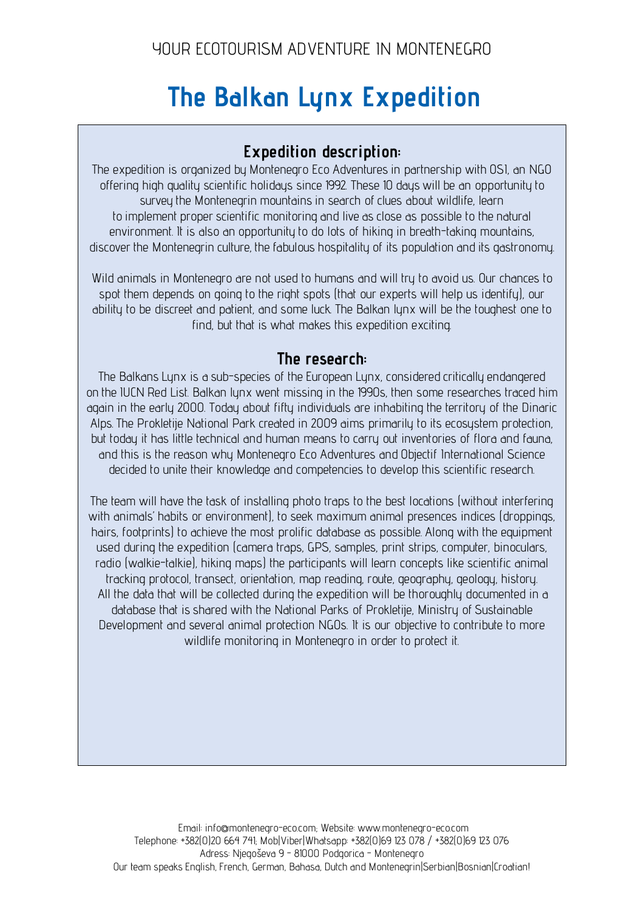YOUR ECOTOURISM ADVENTURE IN MONTENEGRO

# The Balkan Lynx Expedition

## Expedition description:

The expedition is organized by Montenegro Eco Adventures in partnership with OSI, an NGO offering high quality scientific holidays since 1992. These 10 days will be an opportunity to survey the Montenegrin mountains in search of clues about wildlife, learn to implement proper scientific monitoring and live as close as possible to the natural environment. It is also an opportunity to do lots of hiking in breath-taking mountains, discover the Montenegrin culture, the fabulous hospitality of its population and its gastronomy.

Wild animals in Montenegro are not used to humans and will try to avoid us. Our chances to spot them depends on going to the right spots (that our experts will help us identify), our ability to be discreet and patient, and some luck. The Balkan lynx will be the toughest one to find, but that is what makes this expedition exciting.

## The research:

The Balkans Lynx is a sub-species of the European Lynx, considered critically endangered on the IUCN Red List. Balkan lynx went missing in the 1990s, then some researches traced him again in the early 2000. Today about fifty individuals are inhabiting the territory of the Dinaric Alps. The Prokletije National Park created in 2009 aims primarily to its ecosystem protection, but today it has little technical and human means to carry out inventories of flora and fauna, and this is the reason why Montenegro Eco Adventures and Objectif International Science decided to unite their knowledge and competencies to develop this scientific research.

The team will have the task of installing photo traps to the best locations (without interfering with animals' habits or environment), to seek maximum animal presences indices (droppings, hairs, footprints) to achieve the most prolific database as possible. Along with the equipment used during the expedition (camera traps, GPS, samples, print strips, computer, binoculars, radio (walkie-talkie), hiking maps) the participants will learn concepts like scientific animal tracking protocol, transect, orientation, map reading, route, geography, geology, history. All the data that will be collected during the expedition will be thoroughly documented in a database that is shared with the National Parks of Prokletije, Ministry of Sustainable Development and several animal protection NGOs. It is our objective to contribute to more wildlife monitoring in Montenegro in order to protect it.

Email: info@montenegro-eco.com; Website: www.montenegro-eco.com
Telephone: +382(0)20 664 741; Mob|Viber|Whatsapp: +382(0)69 123 078 / +382(0)69 123 076
Adress: Njegoševa 9 - 81000 Podgorica - Montenegro
Our team speaks English, French, German, Bahasa, Dutch and Montenegrin|Serbian|Bosnian|Croatian!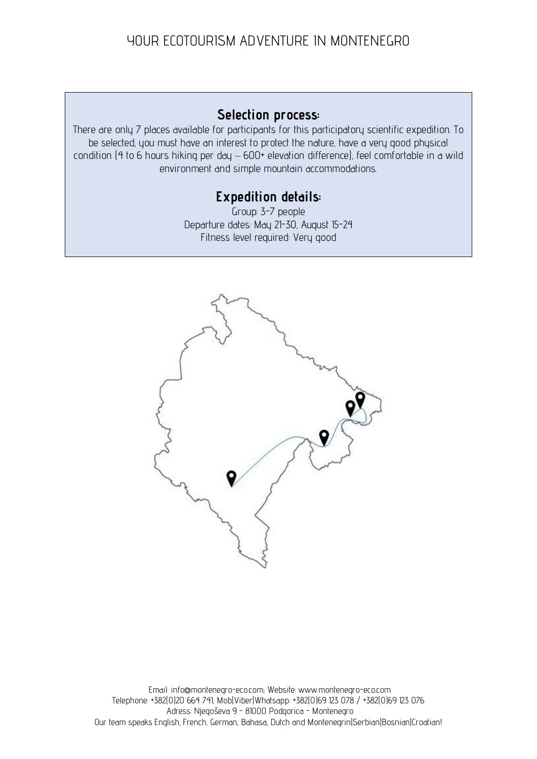## Selection process:

There are only 7 places available for participants for this participatory scientific expedition. To be selected, you must have an interest to protect the nature, have a very good physical condition (4 to 6 hours hiking per day – 600+ elevation difference), feel comfortable in a wild environment and simple mountain accommodations.

## Expedition details:

Group: 3-7 people
Departure dates: May 21-30, August 15-24
Fitness level required: Very good

Email: info@montenegro-eco.com; Website: www.montenegro-eco.com
Telephone: +382(0)20 664 741; Mob|Viber|Whatsapp: +382(0)69 123 078 / +382(0)69 123 076
Adress: Njegoševa 9 - 81000 Podgorica - Montenegro
Our team speaks English, French, German, Bahasa, Dutch and Montenegrin|Serbian|Bosnian|Croatian!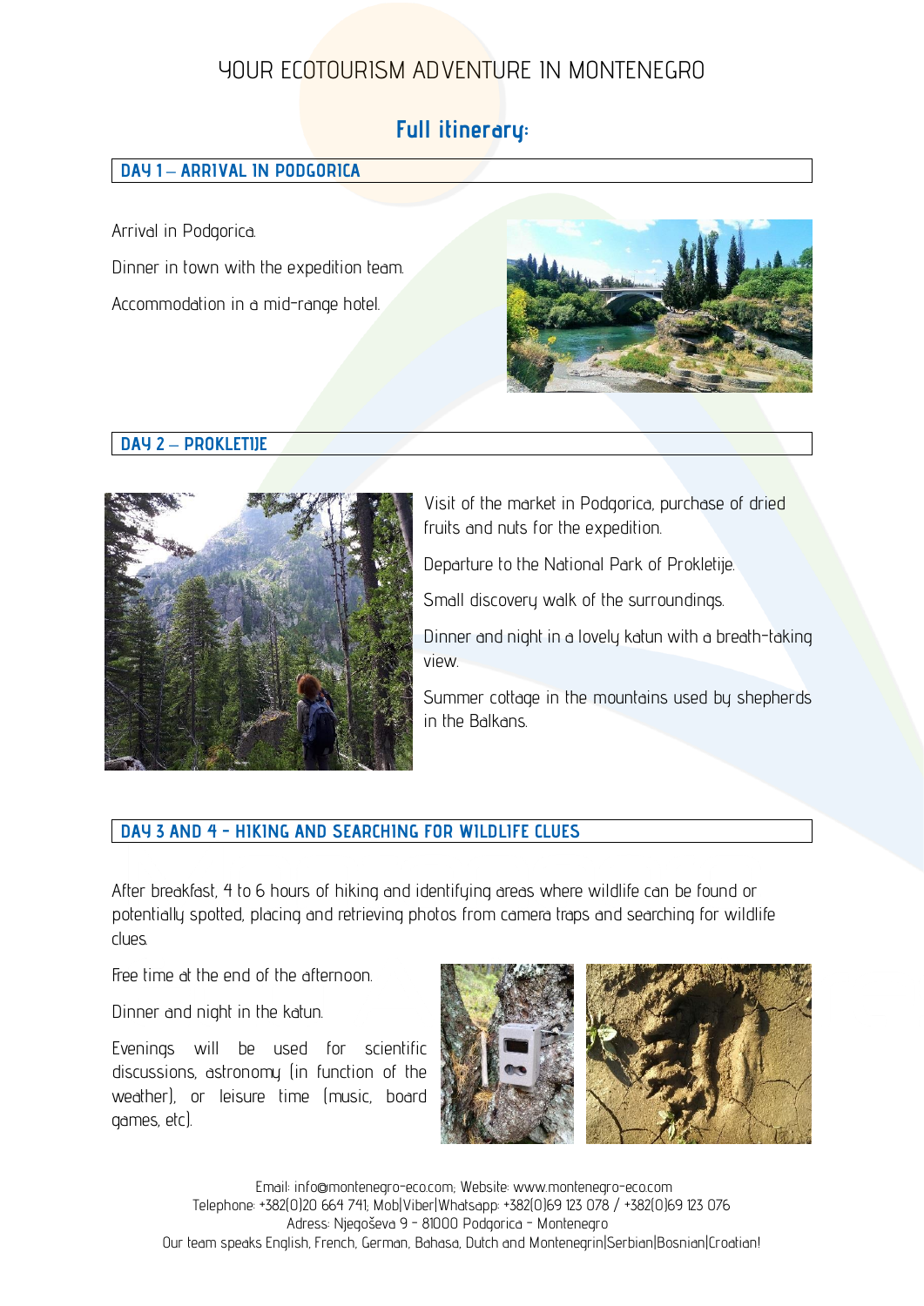# YOUR ECOTOURISM ADVENTURE IN MONTENEGRO

## Full itinerary:

### DAY 1 – ARRIVAL IN PODGORICA

Arrival in Podgorica.

Dinner in town with the expedition team.

Accommodation in a mid-range hotel.

### DAY 2 – PROKLETIJE

Visit of the market in Podgorica, purchase of dried fruits and nuts for the expedition.

Departure to the National Park of Prokletije.

Small discovery walk of the surroundings.

Dinner and night in a lovely katun with a breath-taking view.

Summer cottage in the mountains used by shepherds in the Balkans.

### DAY 3 AND 4 - HIKING AND SEARCHING FOR WILDLIFE CLUES

After breakfast, 4 to 6 hours of hiking and identifying areas where wildlife can be found or potentially spotted, placing and retrieving photos from camera traps and searching for wildlife clues.

Free time at the end of the afternoon.

Dinner and night in the katun.

Evenings will be used for scientific discussions, astronomy (in function of the weather), or leisure time (music, board games, etc).

Email: info@montenegro-eco.com; Website: www.montenegro-eco.com
Telephone: +382(0)20 664 741; Mob|Viber|Whatsapp: +382(0)69 123 078 / +382(0)69 123 076
Adress: Njegoševa 9 - 81000 Podgorica - Montenegro
Our team speaks English, French, German, Bahasa, Dutch and Montenegrin|Serbian|Bosnian|Croatian!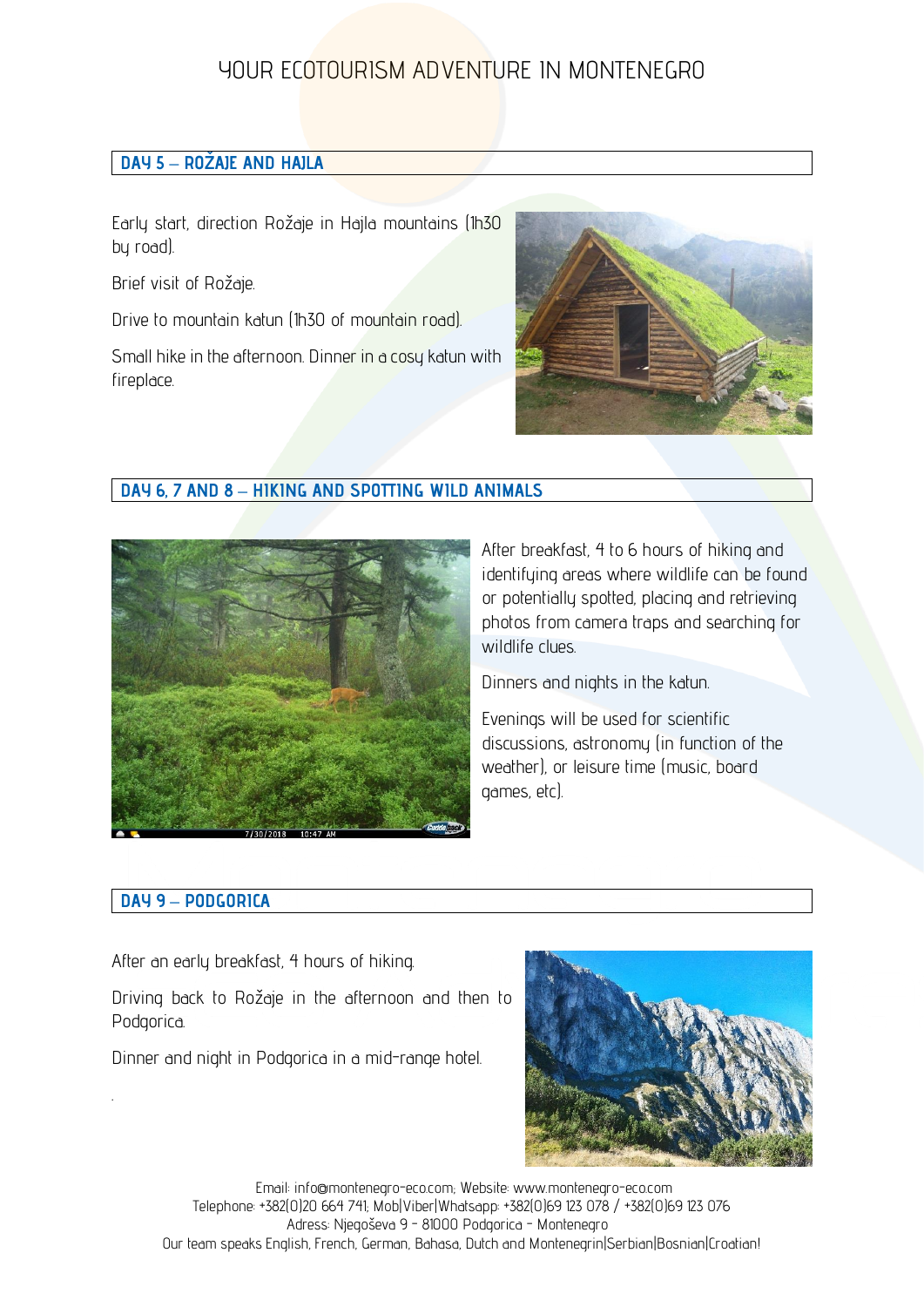# YOUR ECOTOURISM ADVENTURE IN MONTENEGRO

## DAY 5 – ROŽAJE AND HAJLA

Early start, direction Rožaje in Hajla mountains (1h30 by road).

Brief visit of Rožaje.

Drive to mountain katun (1h30 of mountain road).

Small hike in the afternoon. Dinner in a cosy katun with fireplace.

## DAY 6, 7 AND 8 – HIKING AND SPOTTING WILD ANIMALS

After breakfast, 4 to 6 hours of hiking and identifying areas where wildlife can be found or potentially spotted, placing and retrieving photos from camera traps and searching for wildlife clues.

Dinners and nights in the katun.

Evenings will be used for scientific discussions, astronomy (in function of the weather), or leisure time (music, board games, etc).

## DAY 9 – PODGORICA

After an early breakfast, 4 hours of hiking.

Driving back to Rožaje in the afternoon and then to Podgorica.

Dinner and night in Podgorica in a mid-range hotel.

Email: info@montenegro-eco.com; Website: www.montenegro-eco.com
Telephone: +382(0)20 664 741; Mob|Viber|Whatsapp: +382(0)69 123 078 / +382(0)69 123 076
Adress: Njegoševa 9 - 81000 Podgorica - Montenegro
Our team speaks English, French, German, Bahasa, Dutch and Montenegrin|Serbian|Bosnian|Croatian!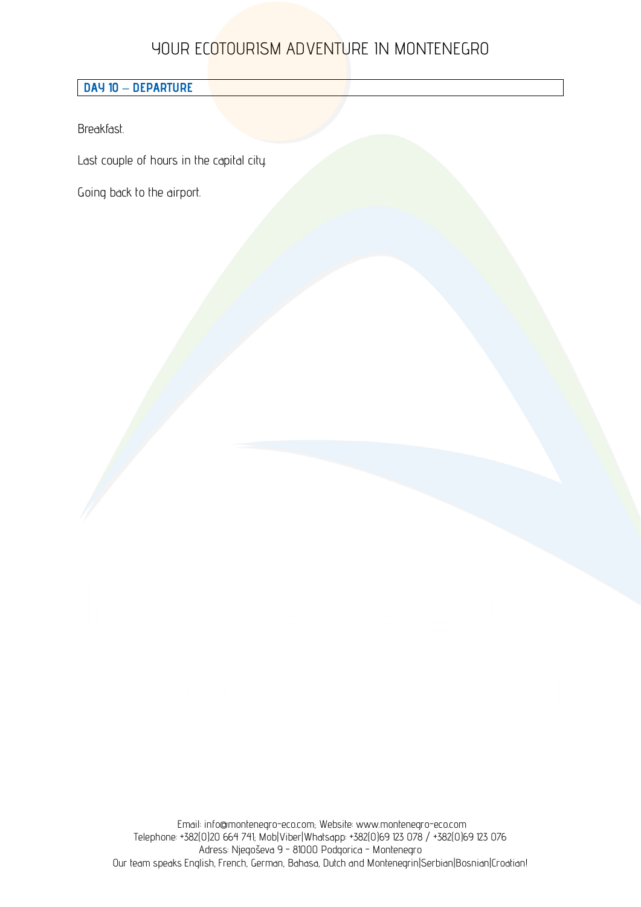## DAY 10 – DEPARTURE

Breakfast.

Last couple of hours in the capital city.

Going back to the airport.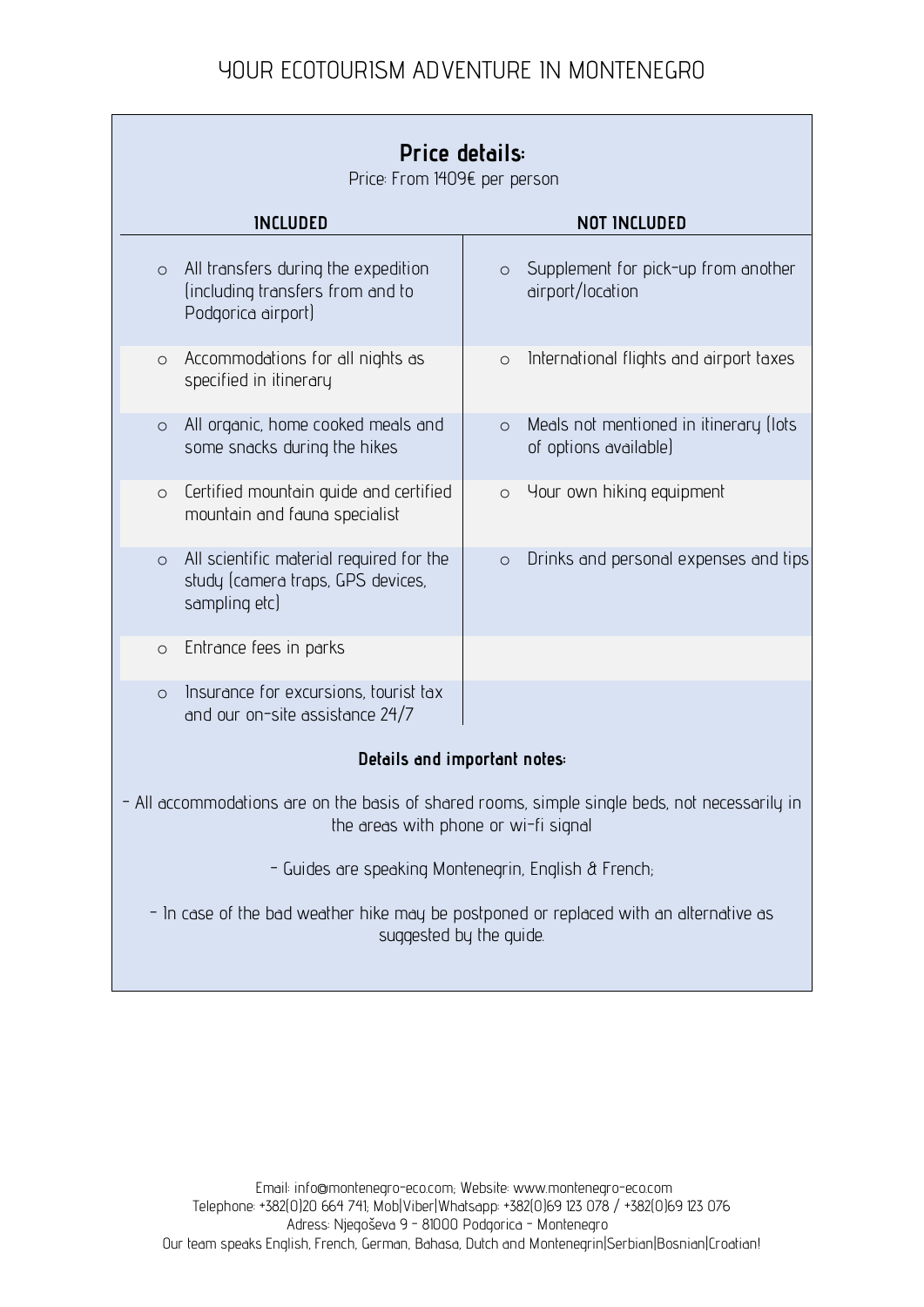# YOUR ECOTOURISM ADVENTURE IN MONTENEGRO

## Price details:

Price: From 1409€ per person

| INCLUDED | NOT INCLUDED |
|---|---|
| All transfers during the expedition (including transfers from and to Podgorica airport) | Supplement for pick-up from another airport/location |
| Accommodations for all nights as specified in itinerary | International flights and airport taxes |
| All organic, home cooked meals and some snacks during the hikes | Meals not mentioned in itinerary (lots of options available) |
| Certified mountain guide and certified mountain and fauna specialist | Your own hiking equipment |
| All scientific material required for the study (camera traps, GPS devices, sampling etc) | Drinks and personal expenses and tips |
| Entrance fees in parks | |
| Insurance for excursions, tourist tax and our on-site assistance 24/7 | |

**Details and important notes:**

- All accommodations are on the basis of shared rooms, simple single beds, not necessarily in the areas with phone or wi-fi signal

- Guides are speaking Montenegrin, English & French;

- In case of the bad weather hike may be postponed or replaced with an alternative as suggested by the guide.

Email: info@montenegro-eco.com; Website: www.montenegro-eco.com
Telephone: +382(0)20 664 741; Mob|Viber|Whatsapp: +382(0)69 123 078 / +382(0)69 123 076
Adress: Njegoševa 9 - 81000 Podgorica - Montenegro
Our team speaks English, French, German, Bahasa, Dutch and Montenegrin|Serbian|Bosnian|Croatian!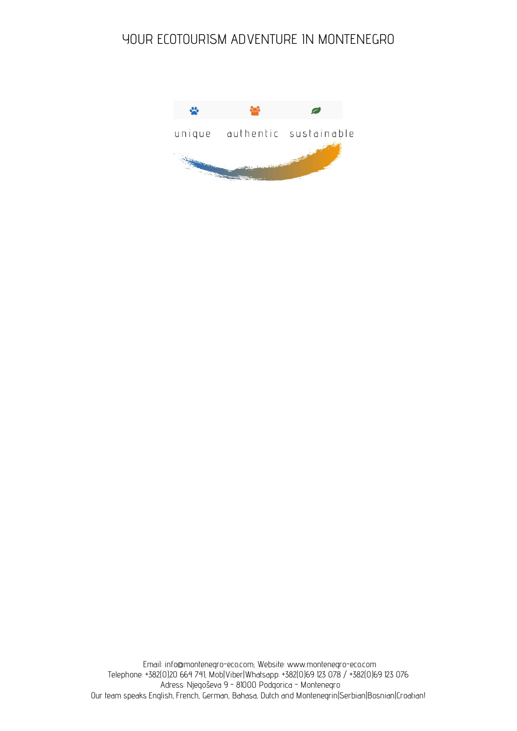# YOUR ECOTOURISM ADVENTURE IN MONTENEGRO

unique authentic sustainable

Email: info@montenegro-eco.com; Website: www.montenegro-eco.com
Telephone: +382(0)20 664 741; Mob|Viber|Whatsapp: +382(0)69 123 078 / +382(0)69 123 076
Adress: Njegoševa 9 - 81000 Podgorica - Montenegro
Our team speaks English, French, German, Bahasa, Dutch and Montenegrin|Serbian|Bosnian|Croatian!